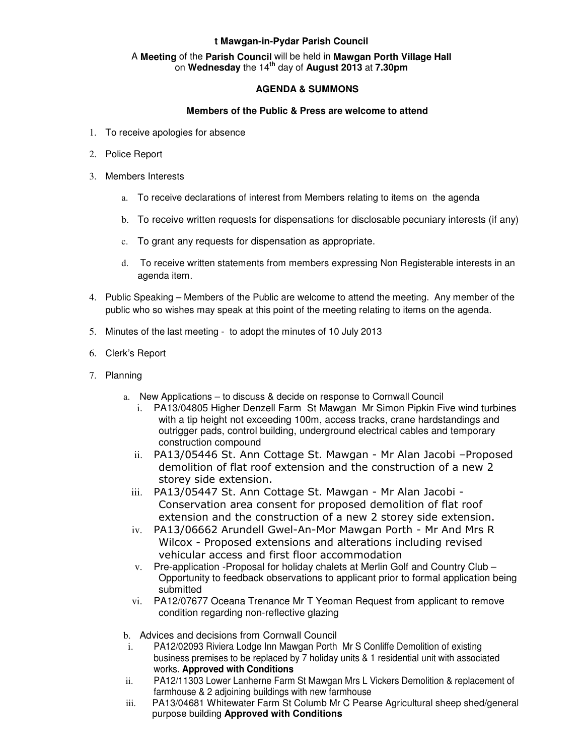**t Mawgan-in-Pydar Parish Council**

A **Meeting** of the **Parish Council** will be held in **Mawgan Porth Village Hall** on **Wednesday** the 14th day of **August 2013** at **7.30pm**

**AGENDA & SUMMONS**

**Members of the Public & Press are welcome to attend**

1. To receive apologies for absence
2. Police Report
3. Members Interests
   a. To receive declarations of interest from Members relating to items on the agenda
   b. To receive written requests for dispensations for disclosable pecuniary interests (if any)
   c. To grant any requests for dispensation as appropriate.
   d. To receive written statements from members expressing Non Registerable interests in an agenda item.
4. Public Speaking – Members of the Public are welcome to attend the meeting. Any member of the public who so wishes may speak at this point of the meeting relating to items on the agenda.
5. Minutes of the last meeting - to adopt the minutes of 10 July 2013
6. Clerk's Report
7. Planning
   a. New Applications – to discuss & decide on response to Cornwall Council
      i. PA13/04805 Higher Denzell Farm St Mawgan Mr Simon Pipkin Five wind turbines with a tip height not exceeding 100m, access tracks, crane hardstandings and outrigger pads, control building, underground electrical cables and temporary construction compound
      ii. PA13/05446 St. Ann Cottage St. Mawgan - Mr Alan Jacobi –Proposed demolition of flat roof extension and the construction of a new 2 storey side extension.
      iii. PA13/05447 St. Ann Cottage St. Mawgan - Mr Alan Jacobi - Conservation area consent for proposed demolition of flat roof extension and the construction of a new 2 storey side extension.
      iv. PA13/06662 Arundell Gwel-An-Mor Mawgan Porth - Mr And Mrs R Wilcox - Proposed extensions and alterations including revised vehicular access and first floor accommodation
      v. Pre-application -Proposal for holiday chalets at Merlin Golf and Country Club – Opportunity to feedback observations to applicant prior to formal application being submitted
      vi. PA12/07677 Oceana Trenance Mr T Yeoman Request from applicant to remove condition regarding non-reflective glazing
   b. Advices and decisions from Cornwall Council
      i. PA12/02093 Riviera Lodge Inn Mawgan Porth Mr S Conliffe Demolition of existing business premises to be replaced by 7 holiday units & 1 residential unit with associated works. **Approved with Conditions**
      ii. PA12/11303 Lower Lanherne Farm St Mawgan Mrs L Vickers Demolition & replacement of farmhouse & 2 adjoining buildings with new farmhouse
      iii. PA13/04681 Whitewater Farm St Columb Mr C Pearse Agricultural sheep shed/general purpose building **Approved with Conditions**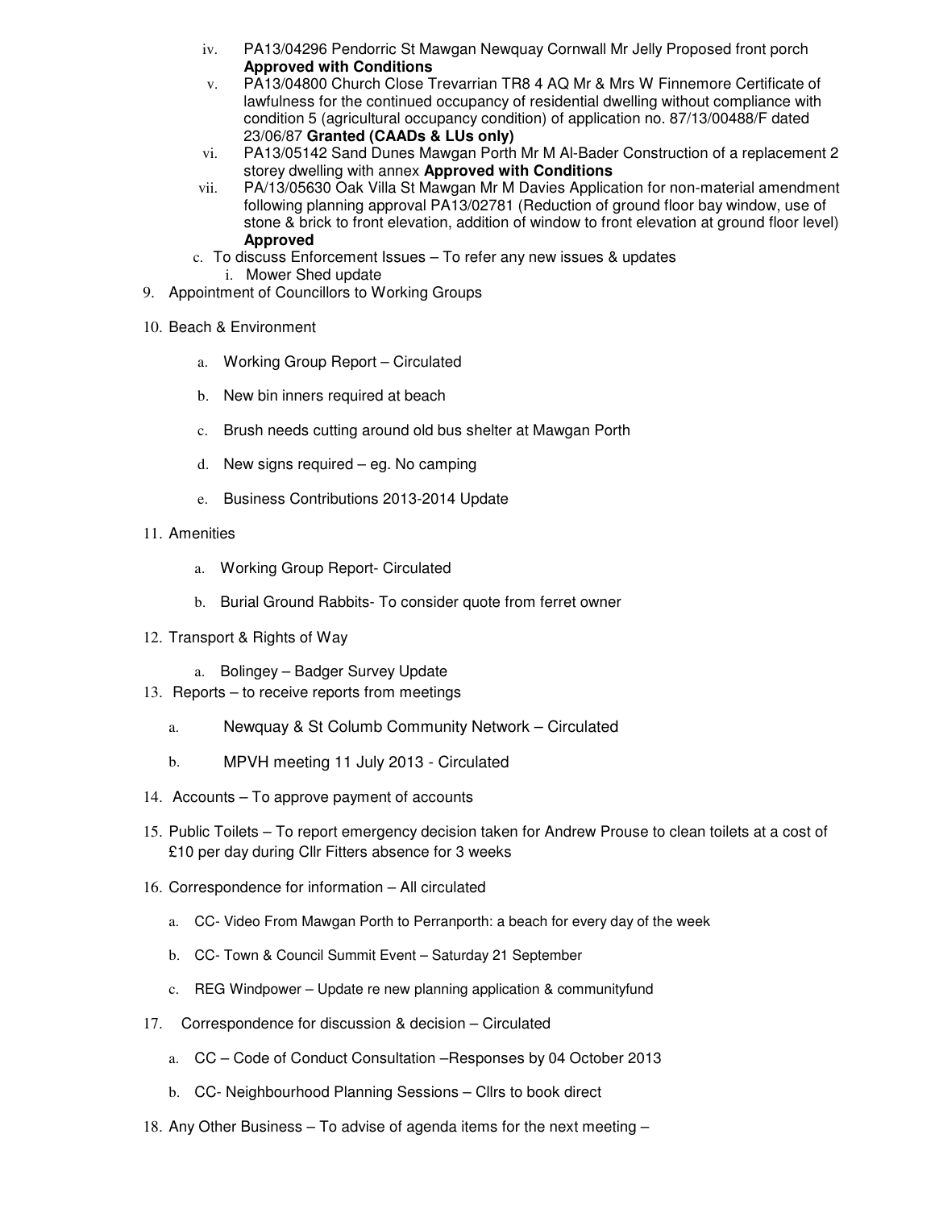iv. PA13/04296 Pendorric St Mawgan Newquay Cornwall Mr Jelly Proposed front porch **Approved with Conditions**
   v. PA13/04800 Church Close Trevarrian TR8 4 AQ Mr & Mrs W Finnemore Certificate of lawfulness for the continued occupancy of residential dwelling without compliance with condition 5 (agricultural occupancy condition) of application no. 87/13/00488/F dated 23/06/87 **Granted (CAADs & LUs only)**
   vi. PA13/05142 Sand Dunes Mawgan Porth Mr M Al-Bader Construction of a replacement 2 storey dwelling with annex **Approved with Conditions**
   vii. PA/13/05630 Oak Villa St Mawgan Mr M Davies Application for non-material amendment following planning approval PA13/02781 (Reduction of ground floor bay window, use of stone & brick to front elevation, addition of window to front elevation at ground floor level) **Approved**

   c. To discuss Enforcement Issues – To refer any new issues & updates
      i. Mower Shed update

9. Appointment of Councillors to Working Groups

10. Beach & Environment

    a. Working Group Report – Circulated

    b. New bin inners required at beach

    c. Brush needs cutting around old bus shelter at Mawgan Porth

    d. New signs required – eg. No camping

    e. Business Contributions 2013-2014 Update

11. Amenities

    a. Working Group Report- Circulated

    b. Burial Ground Rabbits- To consider quote from ferret owner

12. Transport & Rights of Way

    a. Bolingey – Badger Survey Update

13. Reports – to receive reports from meetings

    a. Newquay & St Columb Community Network – Circulated

    b. MPVH meeting 11 July 2013 - Circulated

14. Accounts – To approve payment of accounts

15. Public Toilets – To report emergency decision taken for Andrew Prouse to clean toilets at a cost of £10 per day during Cllr Fitters absence for 3 weeks

16. Correspondence for information – All circulated

    a. CC- Video From Mawgan Porth to Perranporth: a beach for every day of the week

    b. CC- Town & Council Summit Event – Saturday 21 September

    c. REG Windpower – Update re new planning application & communityfund

17. Correspondence for discussion & decision – Circulated

    a. CC – Code of Conduct Consultation –Responses by 04 October 2013

    b. CC- Neighbourhood Planning Sessions – Cllrs to book direct

18. Any Other Business – To advise of agenda items for the next meeting –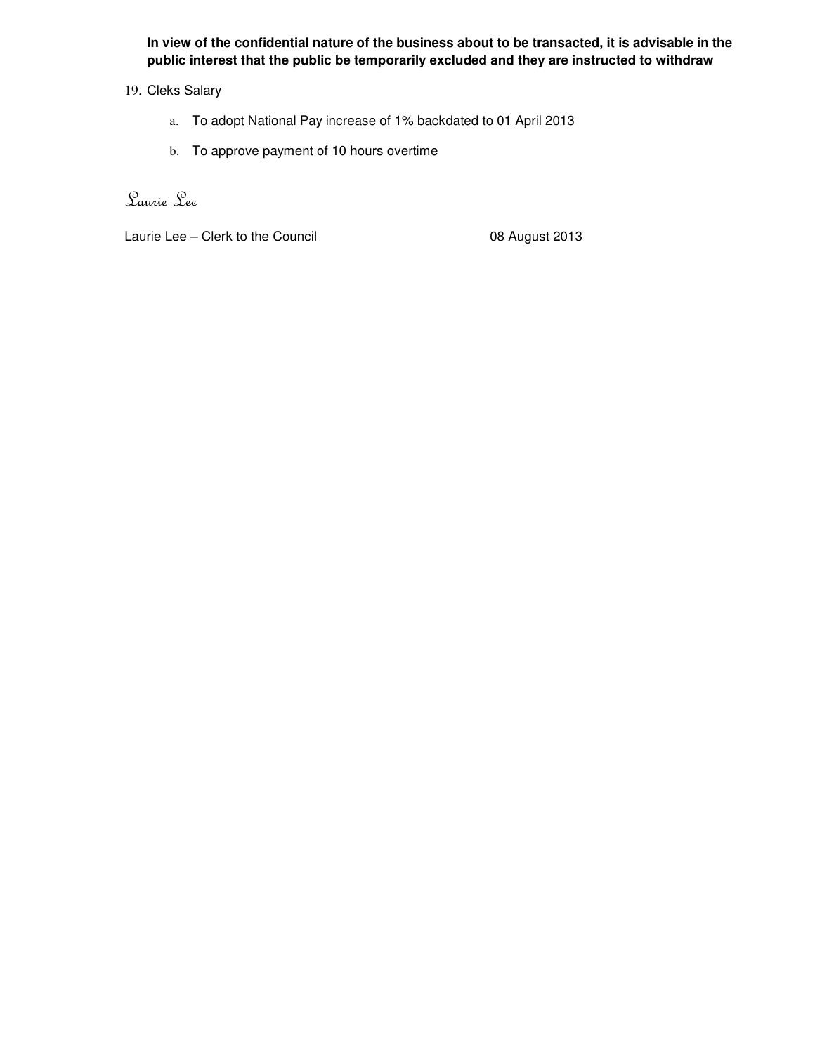**In view of the confidential nature of the business about to be transacted, it is advisable in the public interest that the public be temporarily excluded and they are instructed to withdraw**

19. Cleks Salary

    a. To adopt National Pay increase of 1% backdated to 01 April 2013

    b. To approve payment of 10 hours overtime

*Laurie Lee*

Laurie Lee – Clerk to the Council 08 August 2013